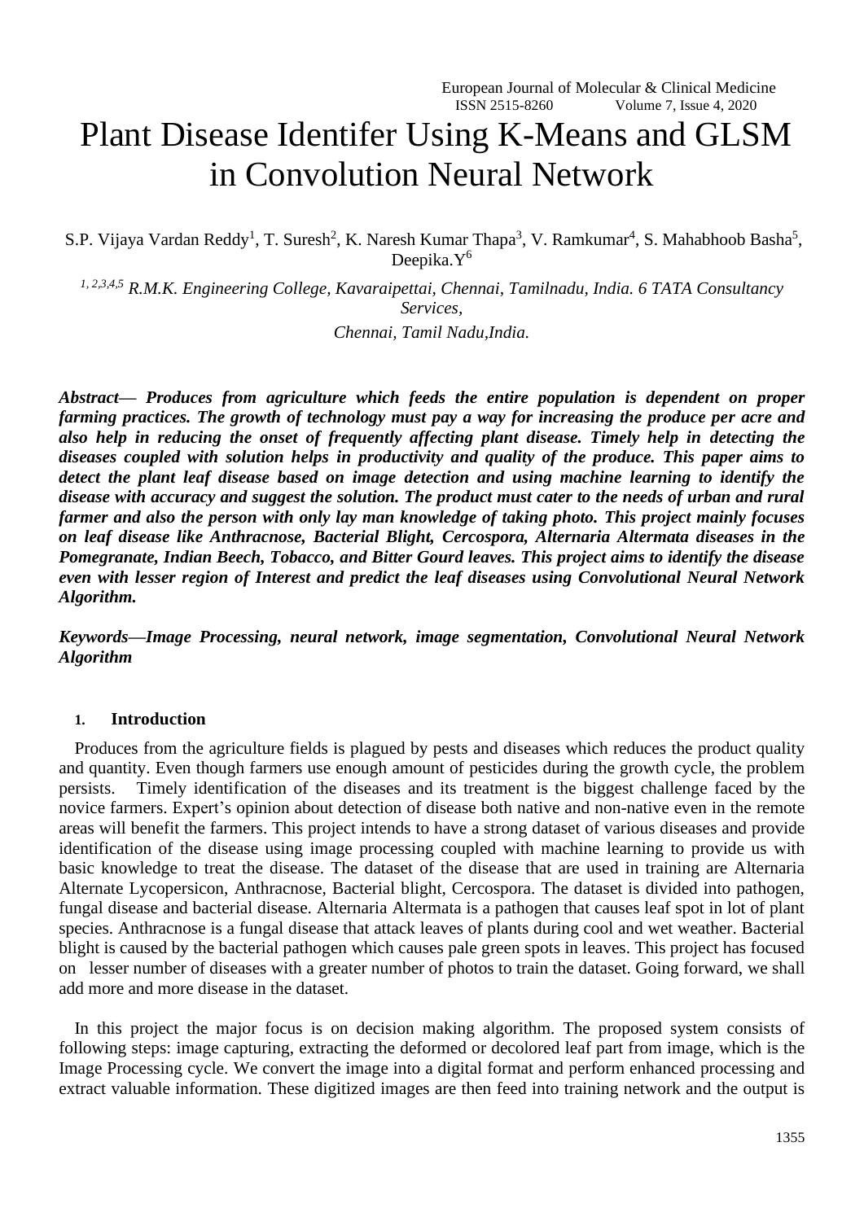// Plant Disease Identifer Using K-Means and GLSM in Convolution Neural Network

S.P. Vijaya Vardan Reddy[1], T. Suresh[2], K. Naresh Kumar Thapa[3], V. Ramkumar[4], S. Mahabhoob Basha[5], Deepika.Y[6]

*[1, 2,3,4,5] R.M.K. Engineering College, Kavaraipettai, Chennai, Tamilnadu, India. 6 TATA Consultancy Services,*

*Chennai, Tamil Nadu,India.*

***Abstract— Produces from agriculture which feeds the entire population is dependent on proper farming practices. The growth of technology must pay a way for increasing the produce per acre and also help in reducing the onset of frequently affecting plant disease. Timely help in detecting the diseases coupled with solution helps in productivity and quality of the produce. This paper aims to detect the plant leaf disease based on image detection and using machine learning to identify the disease with accuracy and suggest the solution. The product must cater to the needs of urban and rural farmer and also the person with only lay man knowledge of taking photo. This project mainly focuses on leaf disease like Anthracnose, Bacterial Blight, Cercospora, Alternaria Altermata diseases in the Pomegranate, Indian Beech, Tobacco, and Bitter Gourd leaves. This project aims to identify the disease even with lesser region of Interest and predict the leaf diseases using Convolutional Neural Network Algorithm.***

***Keywords—Image Processing, neural network, image segmentation, Convolutional Neural Network Algorithm***

## 1. Introduction

Produces from the agriculture fields is plagued by pests and diseases which reduces the product quality and quantity. Even though farmers use enough amount of pesticides during the growth cycle, the problem persists. Timely identification of the diseases and its treatment is the biggest challenge faced by the novice farmers. Expert's opinion about detection of disease both native and non-native even in the remote areas will benefit the farmers. This project intends to have a strong dataset of various diseases and provide identification of the disease using image processing coupled with machine learning to provide us with basic knowledge to treat the disease. The dataset of the disease that are used in training are Alternaria Alternate Lycopersicon, Anthracnose, Bacterial blight, Cercospora. The dataset is divided into pathogen, fungal disease and bacterial disease. Alternaria Altermata is a pathogen that causes leaf spot in lot of plant species. Anthracnose is a fungal disease that attack leaves of plants during cool and wet weather. Bacterial blight is caused by the bacterial pathogen which causes pale green spots in leaves. This project has focused on lesser number of diseases with a greater number of photos to train the dataset. Going forward, we shall add more and more disease in the dataset.

In this project the major focus is on decision making algorithm. The proposed system consists of following steps: image capturing, extracting the deformed or decolored leaf part from image, which is the Image Processing cycle. We convert the image into a digital format and perform enhanced processing and extract valuable information. These digitized images are then feed into training network and the output is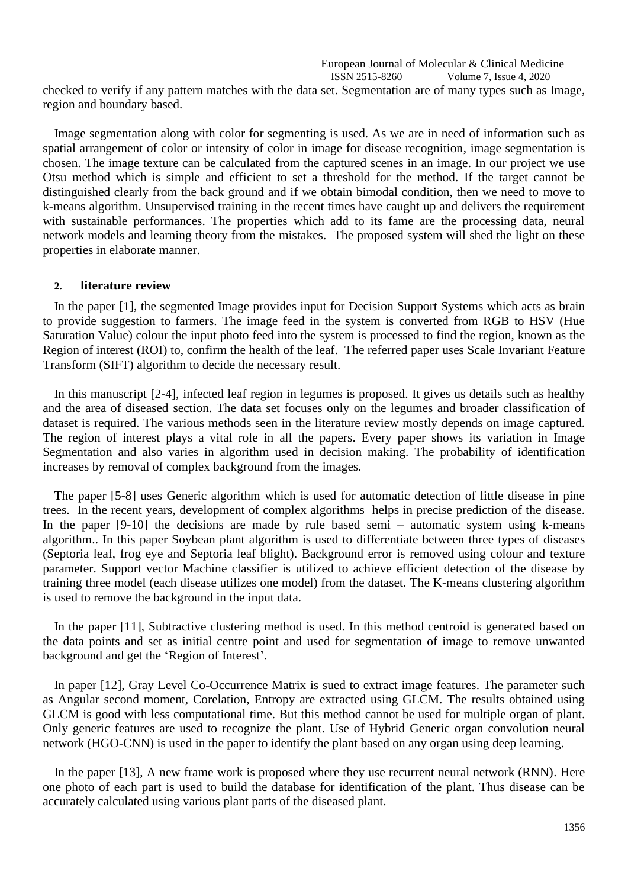checked to verify if any pattern matches with the data set. Segmentation are of many types such as Image, region and boundary based.

Image segmentation along with color for segmenting is used. As we are in need of information such as spatial arrangement of color or intensity of color in image for disease recognition, image segmentation is chosen. The image texture can be calculated from the captured scenes in an image. In our project we use Otsu method which is simple and efficient to set a threshold for the method. If the target cannot be distinguished clearly from the back ground and if we obtain bimodal condition, then we need to move to k-means algorithm. Unsupervised training in the recent times have caught up and delivers the requirement with sustainable performances. The properties which add to its fame are the processing data, neural network models and learning theory from the mistakes. The proposed system will shed the light on these properties in elaborate manner.

## 2. literature review

In the paper [1], the segmented Image provides input for Decision Support Systems which acts as brain to provide suggestion to farmers. The image feed in the system is converted from RGB to HSV (Hue Saturation Value) colour the input photo feed into the system is processed to find the region, known as the Region of interest (ROI) to, confirm the health of the leaf. The referred paper uses Scale Invariant Feature Transform (SIFT) algorithm to decide the necessary result.

In this manuscript [2-4], infected leaf region in legumes is proposed. It gives us details such as healthy and the area of diseased section. The data set focuses only on the legumes and broader classification of dataset is required. The various methods seen in the literature review mostly depends on image captured. The region of interest plays a vital role in all the papers. Every paper shows its variation in Image Segmentation and also varies in algorithm used in decision making. The probability of identification increases by removal of complex background from the images.

The paper [5-8] uses Generic algorithm which is used for automatic detection of little disease in pine trees. In the recent years, development of complex algorithms helps in precise prediction of the disease. In the paper [9-10] the decisions are made by rule based semi – automatic system using k-means algorithm.. In this paper Soybean plant algorithm is used to differentiate between three types of diseases (Septoria leaf, frog eye and Septoria leaf blight). Background error is removed using colour and texture parameter. Support vector Machine classifier is utilized to achieve efficient detection of the disease by training three model (each disease utilizes one model) from the dataset. The K-means clustering algorithm is used to remove the background in the input data.

In the paper [11], Subtractive clustering method is used. In this method centroid is generated based on the data points and set as initial centre point and used for segmentation of image to remove unwanted background and get the 'Region of Interest'.

In paper [12], Gray Level Co-Occurrence Matrix is sued to extract image features. The parameter such as Angular second moment, Corelation, Entropy are extracted using GLCM. The results obtained using GLCM is good with less computational time. But this method cannot be used for multiple organ of plant. Only generic features are used to recognize the plant. Use of Hybrid Generic organ convolution neural network (HGO-CNN) is used in the paper to identify the plant based on any organ using deep learning.

In the paper [13], A new frame work is proposed where they use recurrent neural network (RNN). Here one photo of each part is used to build the database for identification of the plant. Thus disease can be accurately calculated using various plant parts of the diseased plant.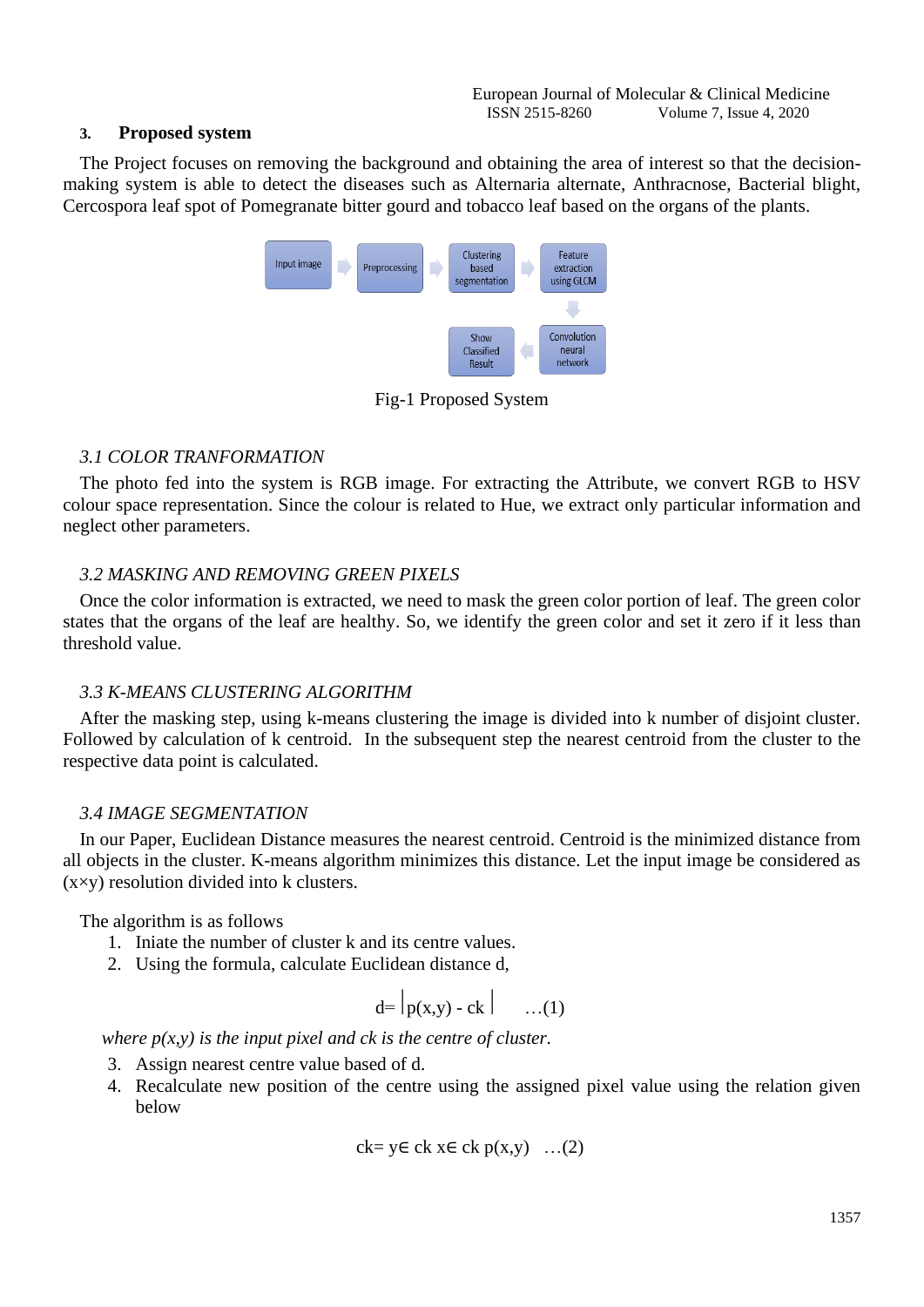## 3. Proposed system

The Project focuses on removing the background and obtaining the area of interest so that the decision-making system is able to detect the diseases such as Alternaria alternate, Anthracnose, Bacterial blight, Cercospora leaf spot of Pomegranate bitter gourd and tobacco leaf based on the organs of the plants.

Input image → Preprocessing → Clustering based segmentation → Feature extraction using GLCM → Convolution neural network → Show Classified Result

Fig-1 Proposed System

### *3.1 COLOR TRANFORMATION*

The photo fed into the system is RGB image. For extracting the Attribute, we convert RGB to HSV colour space representation. Since the colour is related to Hue, we extract only particular information and neglect other parameters.

### *3.2 MASKING AND REMOVING GREEN PIXELS*

Once the color information is extracted, we need to mask the green color portion of leaf. The green color states that the organs of the leaf are healthy. So, we identify the green color and set it zero if it less than threshold value.

### *3.3 K-MEANS CLUSTERING ALGORITHM*

After the masking step, using k-means clustering the image is divided into k number of disjoint cluster. Followed by calculation of k centroid. In the subsequent step the nearest centroid from the cluster to the respective data point is calculated.

### *3.4 IMAGE SEGMENTATION*

In our Paper, Euclidean Distance measures the nearest centroid. Centroid is the minimized distance from all objects in the cluster. K-means algorithm minimizes this distance. Let the input image be considered as $(x \times y)$ resolution divided into k clusters.

The algorithm is as follows

1. Iniate the number of cluster k and its centre values.
2. Using the formula, calculate Euclidean distance d,

$$d = \left| p(x,y) - ck \right| \quad \ldots(1)$$

*where p(x,y) is the input pixel and ck is the centre of cluster.*

3. Assign nearest centre value based of d.
4. Recalculate new position of the centre using the assigned pixel value using the relation given below

$$ck = y \in ck \; x \in ck \; p(x,y) \quad \ldots(2)$$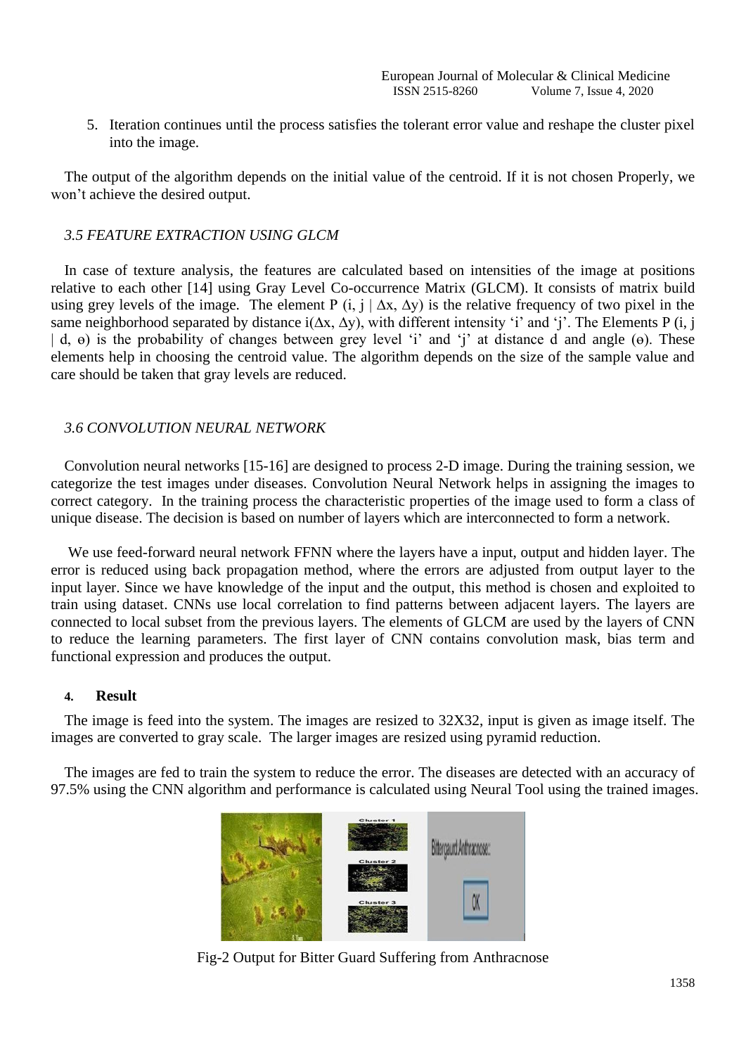5. Iteration continues until the process satisfies the tolerant error value and reshape the cluster pixel into the image.

The output of the algorithm depends on the initial value of the centroid. If it is not chosen Properly, we won't achieve the desired output.

### *3.5 FEATURE EXTRACTION USING GLCM*

In case of texture analysis, the features are calculated based on intensities of the image at positions relative to each other [14] using Gray Level Co-occurrence Matrix (GLCM). It consists of matrix build using grey levels of the image. The element P $(i, j \mid \Delta x, \Delta y)$ is the relative frequency of two pixel in the same neighborhood separated by distance i$(\Delta x, \Delta y)$, with different intensity 'i' and 'j'. The Elements P $(i, j \mid d, \theta)$ is the probability of changes between grey level 'i' and 'j' at distance d and angle $(\theta)$. These elements help in choosing the centroid value. The algorithm depends on the size of the sample value and care should be taken that gray levels are reduced.

### *3.6 CONVOLUTION NEURAL NETWORK*

Convolution neural networks [15-16] are designed to process 2-D image. During the training session, we categorize the test images under diseases. Convolution Neural Network helps in assigning the images to correct category. In the training process the characteristic properties of the image used to form a class of unique disease. The decision is based on number of layers which are interconnected to form a network.

We use feed-forward neural network FFNN where the layers have a input, output and hidden layer. The error is reduced using back propagation method, where the errors are adjusted from output layer to the input layer. Since we have knowledge of the input and the output, this method is chosen and exploited to train using dataset. CNNs use local correlation to find patterns between adjacent layers. The layers are connected to local subset from the previous layers. The elements of GLCM are used by the layers of CNN to reduce the learning parameters. The first layer of CNN contains convolution mask, bias term and functional expression and produces the output.

## 4. **Result**

The image is feed into the system. The images are resized to 32X32, input is given as image itself. The images are converted to gray scale. The larger images are resized using pyramid reduction.

The images are fed to train the system to reduce the error. The diseases are detected with an accuracy of 97.5% using the CNN algorithm and performance is calculated using Neural Tool using the trained images.

Fig-2 Output for Bitter Guard Suffering from Anthracnose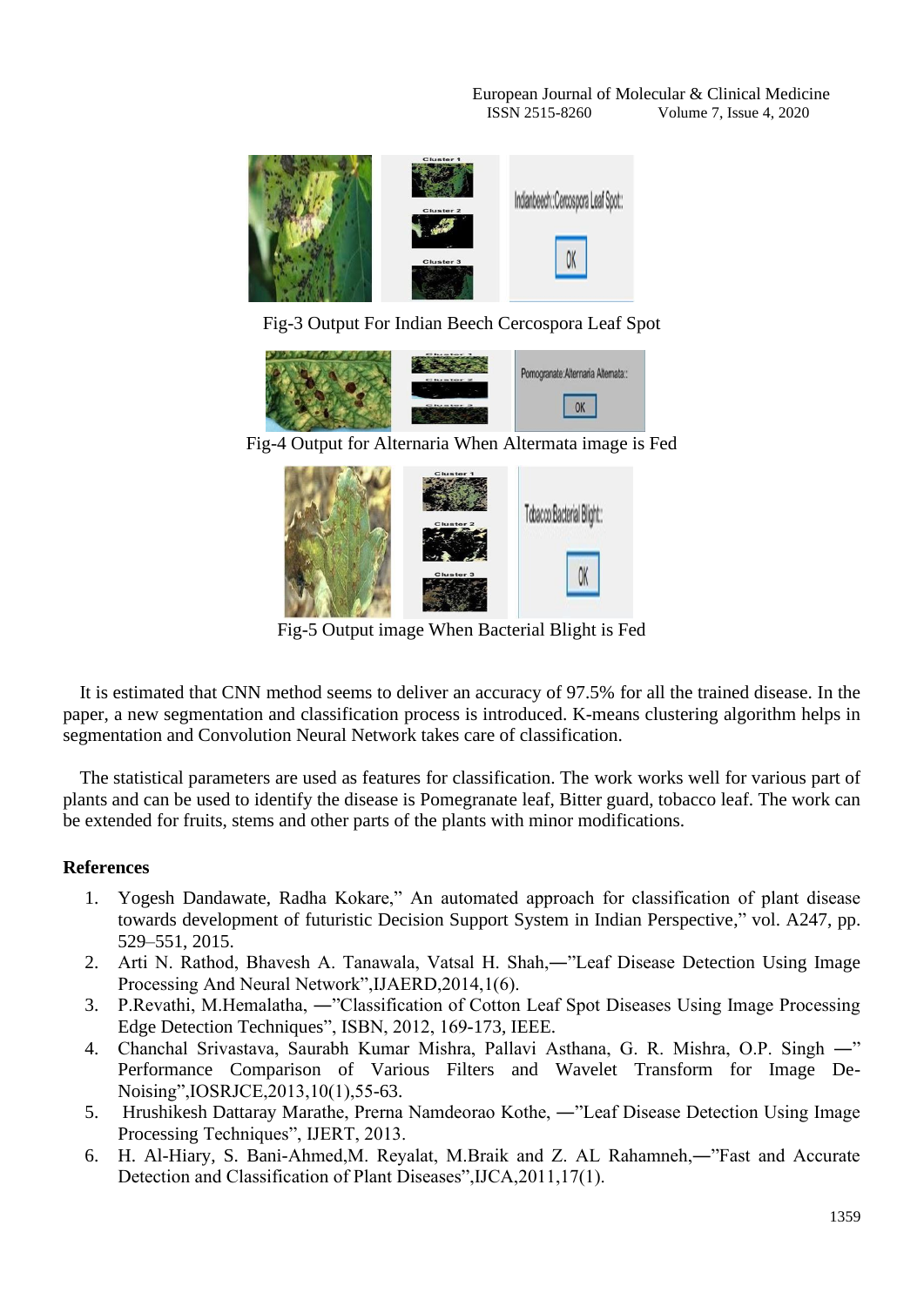Fig-3 Output For Indian Beech Cercospora Leaf Spot

Fig-4 Output for Alternaria When Altermata image is Fed

Fig-5 Output image When Bacterial Blight is Fed

It is estimated that CNN method seems to deliver an accuracy of 97.5% for all the trained disease. In the paper, a new segmentation and classification process is introduced. K-means clustering algorithm helps in segmentation and Convolution Neural Network takes care of classification.

The statistical parameters are used as features for classification. The work works well for various part of plants and can be used to identify the disease is Pomegranate leaf, Bitter guard, tobacco leaf. The work can be extended for fruits, stems and other parts of the plants with minor modifications.

**References**

1. Yogesh Dandawate, Radha Kokare," An automated approach for classification of plant disease towards development of futuristic Decision Support System in Indian Perspective," vol. A247, pp. 529–551, 2015.
2. Arti N. Rathod, Bhavesh A. Tanawala, Vatsal H. Shah,―"Leaf Disease Detection Using Image Processing And Neural Network",IJAERD,2014,1(6).
3. P.Revathi, M.Hemalatha, ―"Classification of Cotton Leaf Spot Diseases Using Image Processing Edge Detection Techniques", ISBN, 2012, 169-173, IEEE.
4. Chanchal Srivastava, Saurabh Kumar Mishra, Pallavi Asthana, G. R. Mishra, O.P. Singh ―" Performance Comparison of Various Filters and Wavelet Transform for Image De-Noising",IOSRJCE,2013,10(1),55-63.
5. Hrushikesh Dattaray Marathe, Prerna Namdeorao Kothe, ―"Leaf Disease Detection Using Image Processing Techniques", IJERT, 2013.
6. H. Al-Hiary, S. Bani-Ahmed,M. Reyalat, M.Braik and Z. AL Rahamneh,―"Fast and Accurate Detection and Classification of Plant Diseases",IJCA,2011,17(1).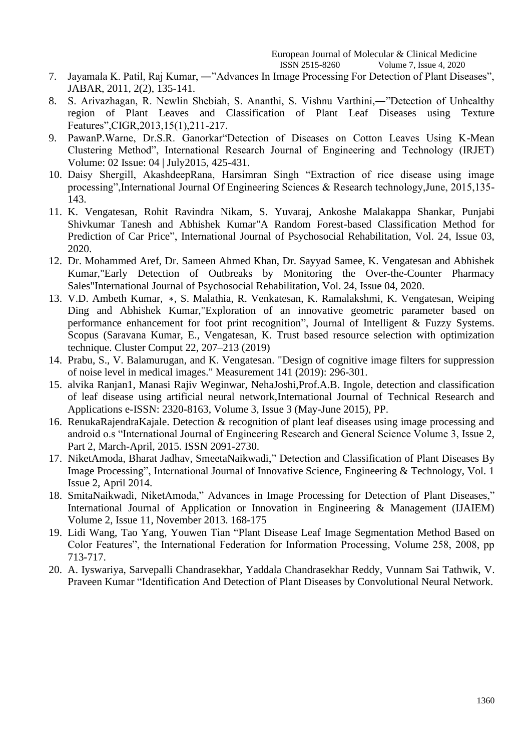7. Jayamala K. Patil, Raj Kumar, ―"Advances In Image Processing For Detection of Plant Diseases", JABAR, 2011, 2(2), 135-141.
8. S. Arivazhagan, R. Newlin Shebiah, S. Ananthi, S. Vishnu Varthini,―"Detection of Unhealthy region of Plant Leaves and Classification of Plant Leaf Diseases using Texture Features",CIGR,2013,15(1),211-217.
9. PawanP.Warne, Dr.S.R. Ganorkar"Detection of Diseases on Cotton Leaves Using K-Mean Clustering Method", International Research Journal of Engineering and Technology (IRJET) Volume: 02 Issue: 04 | July2015, 425-431.
10. Daisy Shergill, AkashdeepRana, Harsimran Singh "Extraction of rice disease using image processing",International Journal Of Engineering Sciences & Research technology,June, 2015,135-143.
11. K. Vengatesan, Rohit Ravindra Nikam, S. Yuvaraj, Ankoshe Malakappa Shankar, Punjabi Shivkumar Tanesh and Abhishek Kumar"A Random Forest-based Classification Method for Prediction of Car Price", International Journal of Psychosocial Rehabilitation, Vol. 24, Issue 03, 2020.
12. Dr. Mohammed Aref, Dr. Sameen Ahmed Khan, Dr. Sayyad Samee, K. Vengatesan and Abhishek Kumar,"Early Detection of Outbreaks by Monitoring the Over-the-Counter Pharmacy Sales"International Journal of Psychosocial Rehabilitation, Vol. 24, Issue 04, 2020.
13. V.D. Ambeth Kumar, ∗, S. Malathia, R. Venkatesan, K. Ramalakshmi, K. Vengatesan, Weiping Ding and Abhishek Kumar,"Exploration of an innovative geometric parameter based on performance enhancement for foot print recognition", Journal of Intelligent & Fuzzy Systems. Scopus (Saravana Kumar, E., Vengatesan, K. Trust based resource selection with optimization technique. Cluster Comput 22, 207–213 (2019)
14. Prabu, S., V. Balamurugan, and K. Vengatesan. "Design of cognitive image filters for suppression of noise level in medical images." Measurement 141 (2019): 296-301.
15. alvika Ranjan1, Manasi Rajiv Weginwar, NehaJoshi,Prof.A.B. Ingole, detection and classification of leaf disease using artificial neural network,International Journal of Technical Research and Applications e-ISSN: 2320-8163, Volume 3, Issue 3 (May-June 2015), PP.
16. RenukaRajendraKajale. Detection & recognition of plant leaf diseases using image processing and android o.s "International Journal of Engineering Research and General Science Volume 3, Issue 2, Part 2, March-April, 2015. ISSN 2091-2730.
17. NiketAmoda, Bharat Jadhav, SmeetaNaikwadi," Detection and Classification of Plant Diseases By Image Processing", International Journal of Innovative Science, Engineering & Technology, Vol. 1 Issue 2, April 2014.
18. SmitaNaikwadi, NiketAmoda," Advances in Image Processing for Detection of Plant Diseases," International Journal of Application or Innovation in Engineering & Management (IJAIEM) Volume 2, Issue 11, November 2013. 168-175
19. Lidi Wang, Tao Yang, Youwen Tian "Plant Disease Leaf Image Segmentation Method Based on Color Features", the International Federation for Information Processing, Volume 258, 2008, pp 713-717.
20. A. Iyswariya, Sarvepalli Chandrasekhar, Yaddala Chandrasekhar Reddy, Vunnam Sai Tathwik, V. Praveen Kumar "Identification And Detection of Plant Diseases by Convolutional Neural Network.